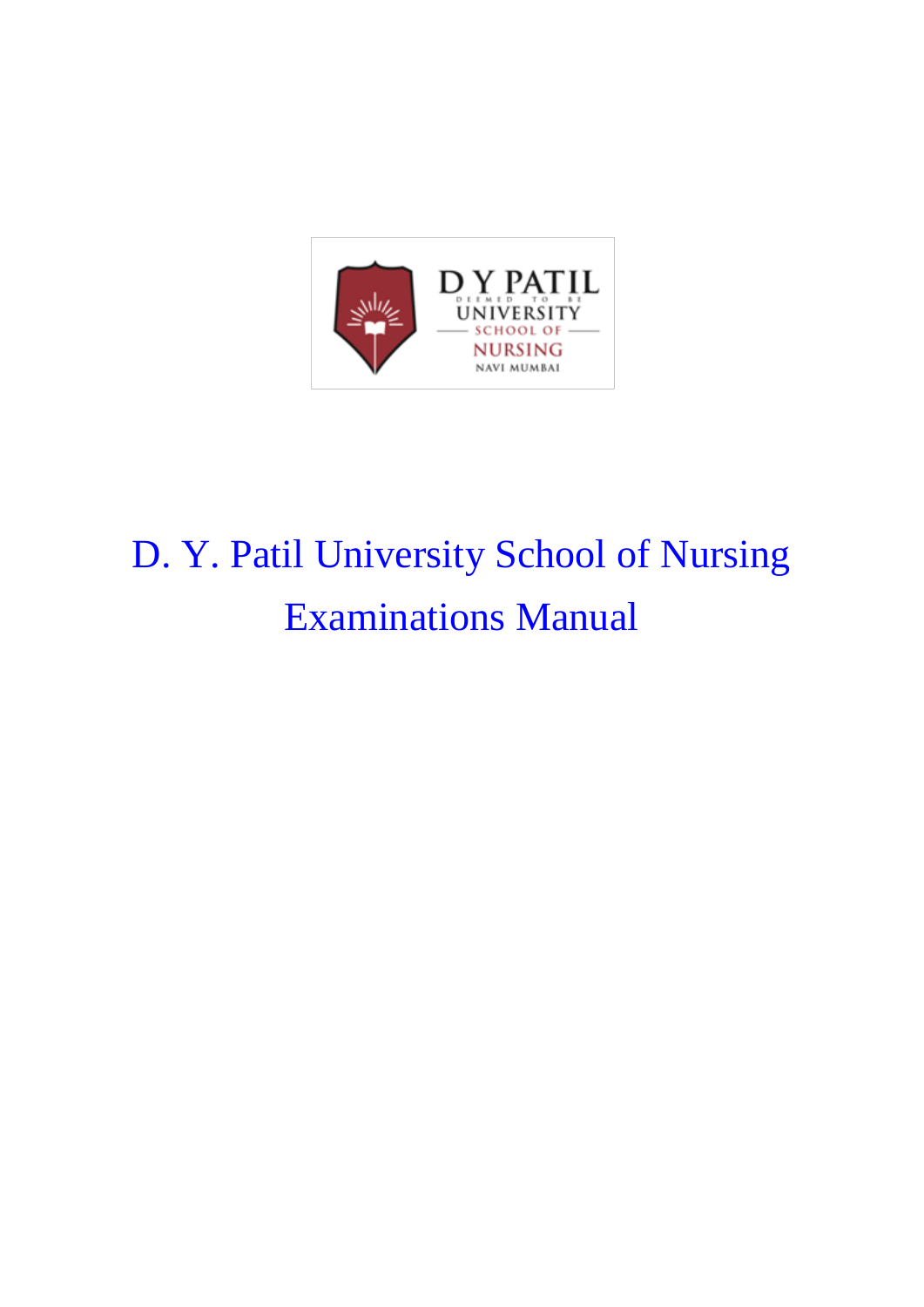# D. Y. Patil University School of Nursing Examinations Manual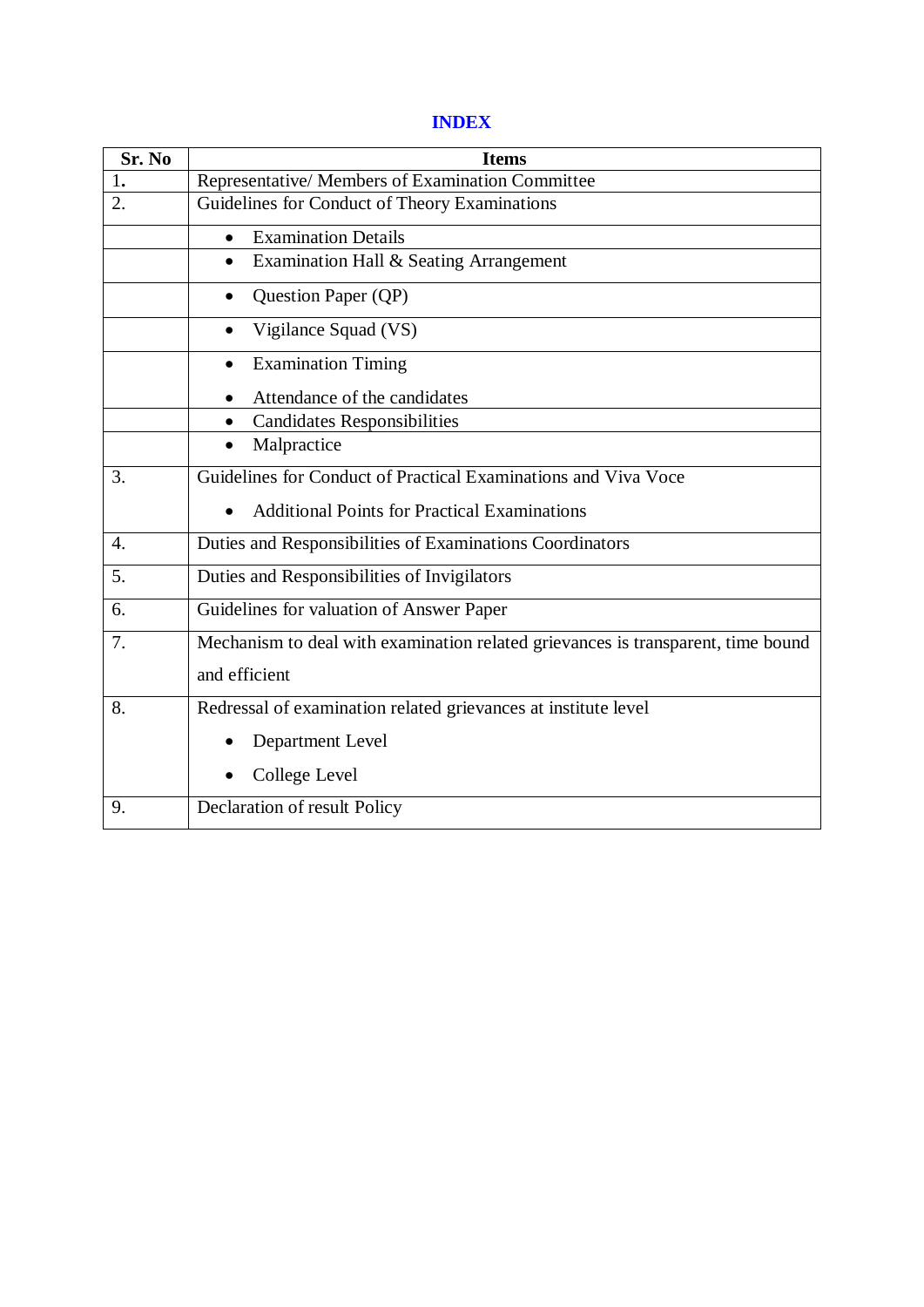# INDEX

| Sr. No | Items |
|---|---|
| 1. | Representative/ Members of Examination Committee |
| 2. | Guidelines for Conduct of Theory Examinations |
| | • Examination Details |
| | • Examination Hall & Seating Arrangement |
| | • Question Paper (QP) |
| | • Vigilance Squad (VS) |
| | • Examination Timing<br>• Attendance of the candidates |
| | • Candidates Responsibilities |
| | • Malpractice |
| 3. | Guidelines for Conduct of Practical Examinations and Viva Voce<br>• Additional Points for Practical Examinations |
| 4. | Duties and Responsibilities of Examinations Coordinators |
| 5. | Duties and Responsibilities of Invigilators |
| 6. | Guidelines for valuation of Answer Paper |
| 7. | Mechanism to deal with examination related grievances is transparent, time bound and efficient |
| 8. | Redressal of examination related grievances at institute level<br>• Department Level<br>• College Level |
| 9. | Declaration of result Policy |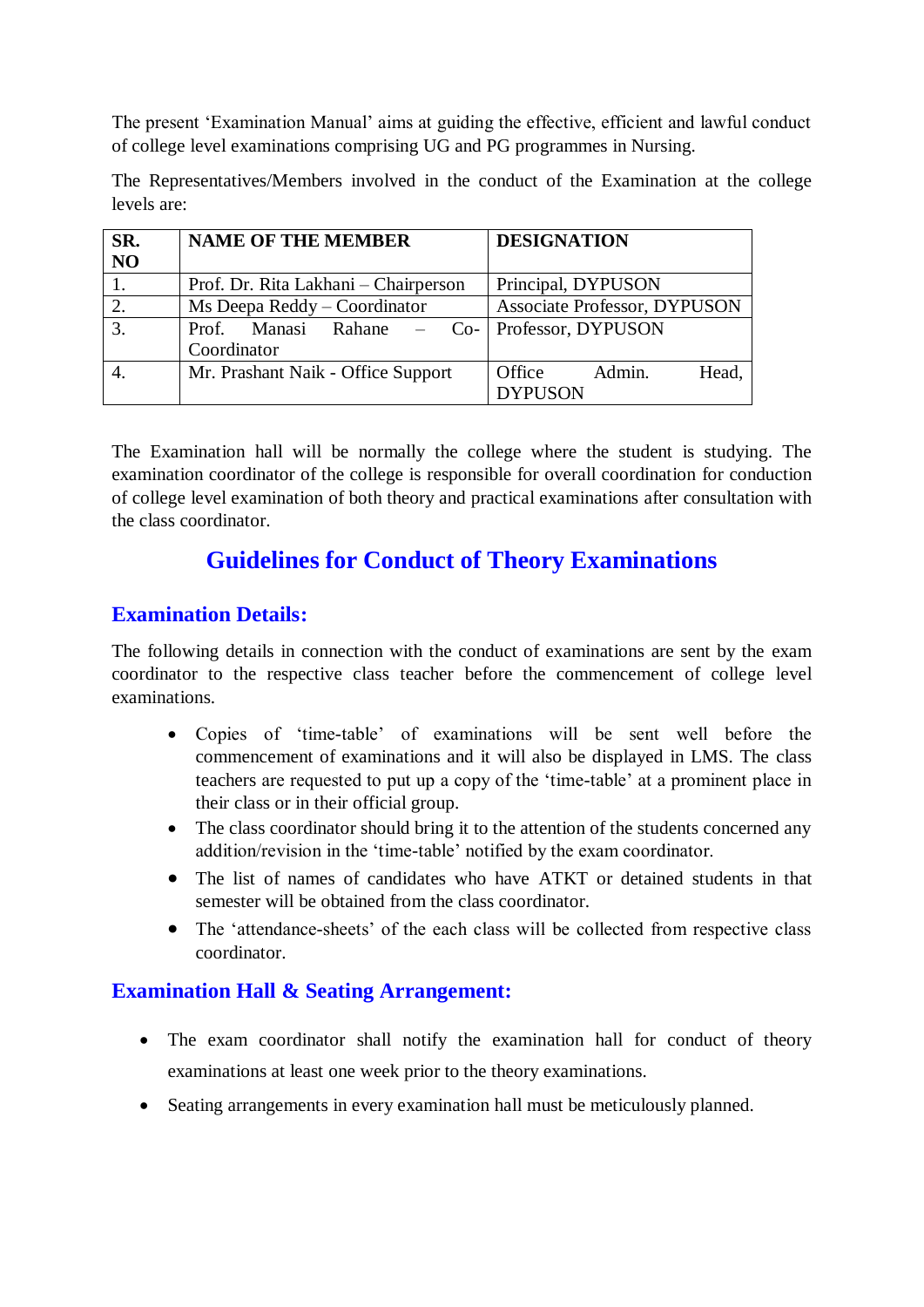The present 'Examination Manual' aims at guiding the effective, efficient and lawful conduct of college level examinations comprising UG and PG programmes in Nursing.

The Representatives/Members involved in the conduct of the Examination at the college levels are:

| SR. NO | NAME OF THE MEMBER | DESIGNATION |
|---|---|---|
| 1. | Prof. Dr. Rita Lakhani – Chairperson | Principal, DYPUSON |
| 2. | Ms Deepa Reddy – Coordinator | Associate Professor, DYPUSON |
| 3. | Prof. Manasi Rahane – Co-Coordinator | Professor, DYPUSON |
| 4. | Mr. Prashant Naik - Office Support | Office Admin. Head, DYPUSON |

The Examination hall will be normally the college where the student is studying. The examination coordinator of the college is responsible for overall coordination for conduction of college level examination of both theory and practical examinations after consultation with the class coordinator.

## Guidelines for Conduct of Theory Examinations

### Examination Details:

The following details in connection with the conduct of examinations are sent by the exam coordinator to the respective class teacher before the commencement of college level examinations.

- Copies of 'time-table' of examinations will be sent well before the commencement of examinations and it will also be displayed in LMS. The class teachers are requested to put up a copy of the 'time-table' at a prominent place in their class or in their official group.
- The class coordinator should bring it to the attention of the students concerned any addition/revision in the 'time-table' notified by the exam coordinator.
- The list of names of candidates who have ATKT or detained students in that semester will be obtained from the class coordinator.
- The 'attendance-sheets' of the each class will be collected from respective class coordinator.

### Examination Hall & Seating Arrangement:

- The exam coordinator shall notify the examination hall for conduct of theory examinations at least one week prior to the theory examinations.
- Seating arrangements in every examination hall must be meticulously planned.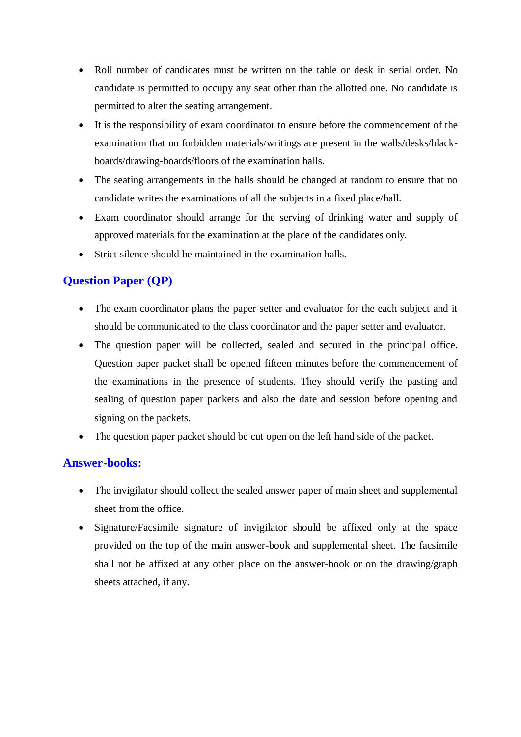- Roll number of candidates must be written on the table or desk in serial order. No candidate is permitted to occupy any seat other than the allotted one. No candidate is permitted to alter the seating arrangement.
- It is the responsibility of exam coordinator to ensure before the commencement of the examination that no forbidden materials/writings are present in the walls/desks/black-boards/drawing-boards/floors of the examination halls.
- The seating arrangements in the halls should be changed at random to ensure that no candidate writes the examinations of all the subjects in a fixed place/hall.
- Exam coordinator should arrange for the serving of drinking water and supply of approved materials for the examination at the place of the candidates only.
- Strict silence should be maintained in the examination halls.

## Question Paper (QP)

- The exam coordinator plans the paper setter and evaluator for the each subject and it should be communicated to the class coordinator and the paper setter and evaluator.
- The question paper will be collected, sealed and secured in the principal office. Question paper packet shall be opened fifteen minutes before the commencement of the examinations in the presence of students. They should verify the pasting and sealing of question paper packets and also the date and session before opening and signing on the packets.
- The question paper packet should be cut open on the left hand side of the packet.

## Answer-books:

- The invigilator should collect the sealed answer paper of main sheet and supplemental sheet from the office.
- Signature/Facsimile signature of invigilator should be affixed only at the space provided on the top of the main answer-book and supplemental sheet. The facsimile shall not be affixed at any other place on the answer-book or on the drawing/graph sheets attached, if any.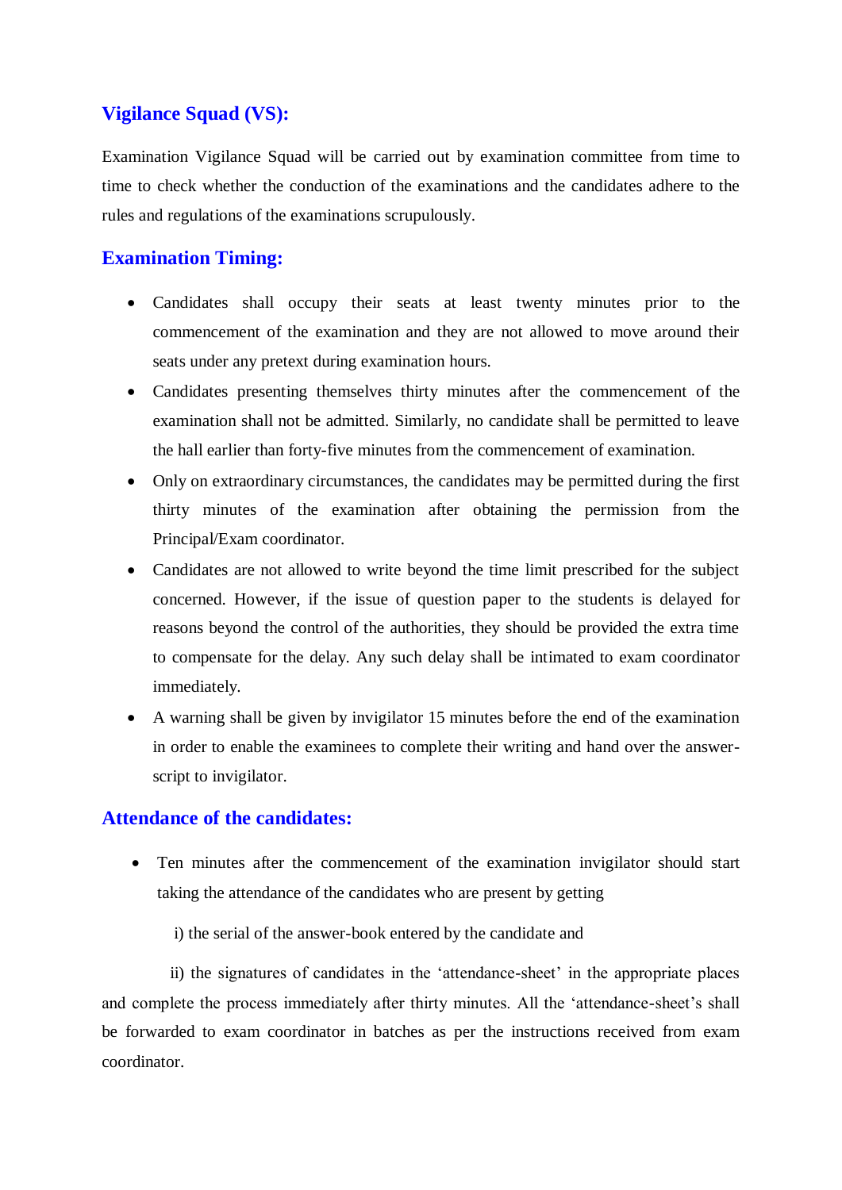## Vigilance Squad (VS):

Examination Vigilance Squad will be carried out by examination committee from time to time to check whether the conduction of the examinations and the candidates adhere to the rules and regulations of the examinations scrupulously.

## Examination Timing:

- Candidates shall occupy their seats at least twenty minutes prior to the commencement of the examination and they are not allowed to move around their seats under any pretext during examination hours.
- Candidates presenting themselves thirty minutes after the commencement of the examination shall not be admitted. Similarly, no candidate shall be permitted to leave the hall earlier than forty-five minutes from the commencement of examination.
- Only on extraordinary circumstances, the candidates may be permitted during the first thirty minutes of the examination after obtaining the permission from the Principal/Exam coordinator.
- Candidates are not allowed to write beyond the time limit prescribed for the subject concerned. However, if the issue of question paper to the students is delayed for reasons beyond the control of the authorities, they should be provided the extra time to compensate for the delay. Any such delay shall be intimated to exam coordinator immediately.
- A warning shall be given by invigilator 15 minutes before the end of the examination in order to enable the examinees to complete their writing and hand over the answer-script to invigilator.

## Attendance of the candidates:

- Ten minutes after the commencement of the examination invigilator should start taking the attendance of the candidates who are present by getting

  i) the serial of the answer-book entered by the candidate and

  ii) the signatures of candidates in the 'attendance-sheet' in the appropriate places and complete the process immediately after thirty minutes. All the 'attendance-sheet's shall be forwarded to exam coordinator in batches as per the instructions received from exam coordinator.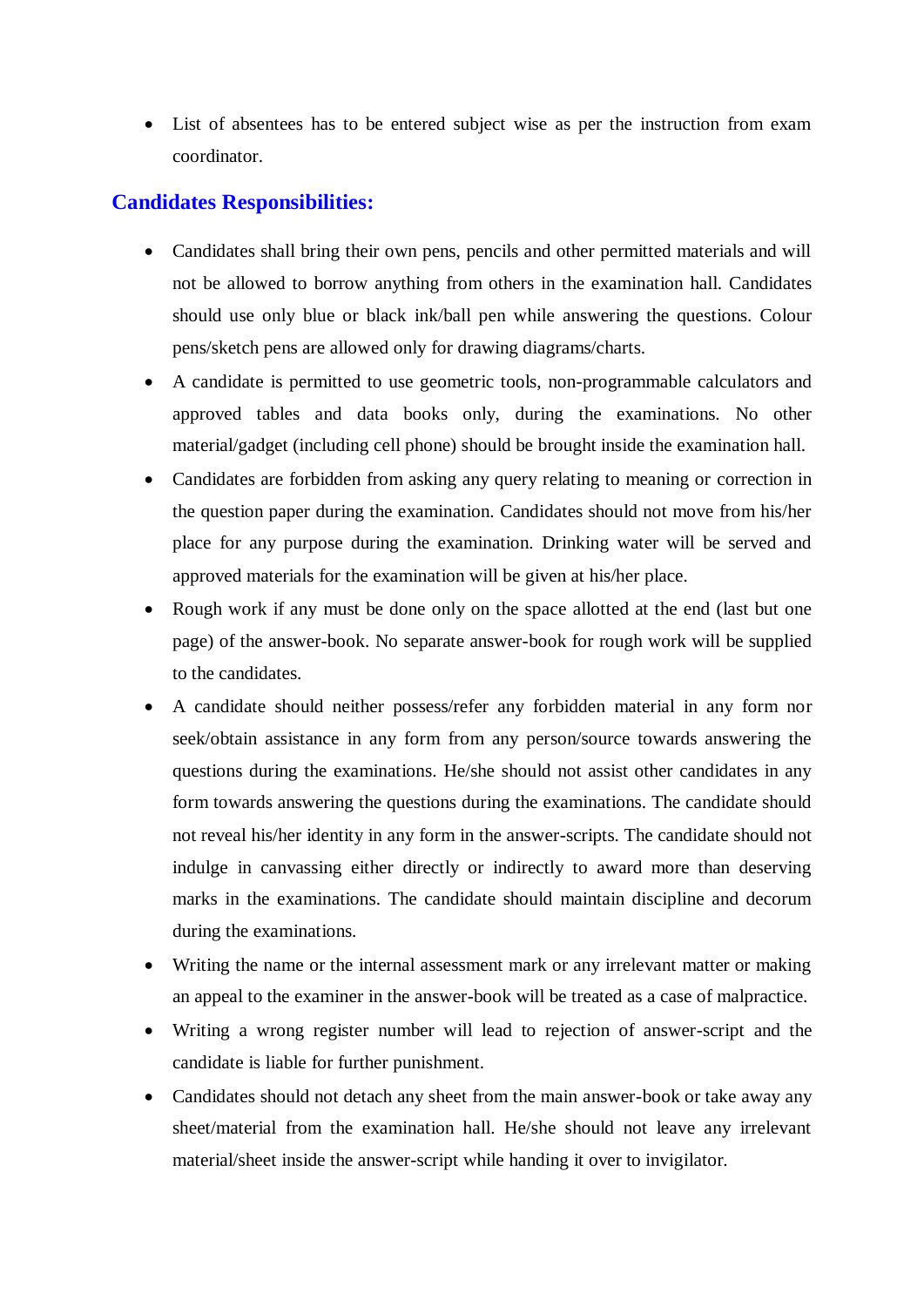- List of absentees has to be entered subject wise as per the instruction from exam coordinator.

## Candidates Responsibilities:

- Candidates shall bring their own pens, pencils and other permitted materials and will not be allowed to borrow anything from others in the examination hall. Candidates should use only blue or black ink/ball pen while answering the questions. Colour pens/sketch pens are allowed only for drawing diagrams/charts.
- A candidate is permitted to use geometric tools, non-programmable calculators and approved tables and data books only, during the examinations. No other material/gadget (including cell phone) should be brought inside the examination hall.
- Candidates are forbidden from asking any query relating to meaning or correction in the question paper during the examination. Candidates should not move from his/her place for any purpose during the examination. Drinking water will be served and approved materials for the examination will be given at his/her place.
- Rough work if any must be done only on the space allotted at the end (last but one page) of the answer-book. No separate answer-book for rough work will be supplied to the candidates.
- A candidate should neither possess/refer any forbidden material in any form nor seek/obtain assistance in any form from any person/source towards answering the questions during the examinations. He/she should not assist other candidates in any form towards answering the questions during the examinations. The candidate should not reveal his/her identity in any form in the answer-scripts. The candidate should not indulge in canvassing either directly or indirectly to award more than deserving marks in the examinations. The candidate should maintain discipline and decorum during the examinations.
- Writing the name or the internal assessment mark or any irrelevant matter or making an appeal to the examiner in the answer-book will be treated as a case of malpractice.
- Writing a wrong register number will lead to rejection of answer-script and the candidate is liable for further punishment.
- Candidates should not detach any sheet from the main answer-book or take away any sheet/material from the examination hall. He/she should not leave any irrelevant material/sheet inside the answer-script while handing it over to invigilator.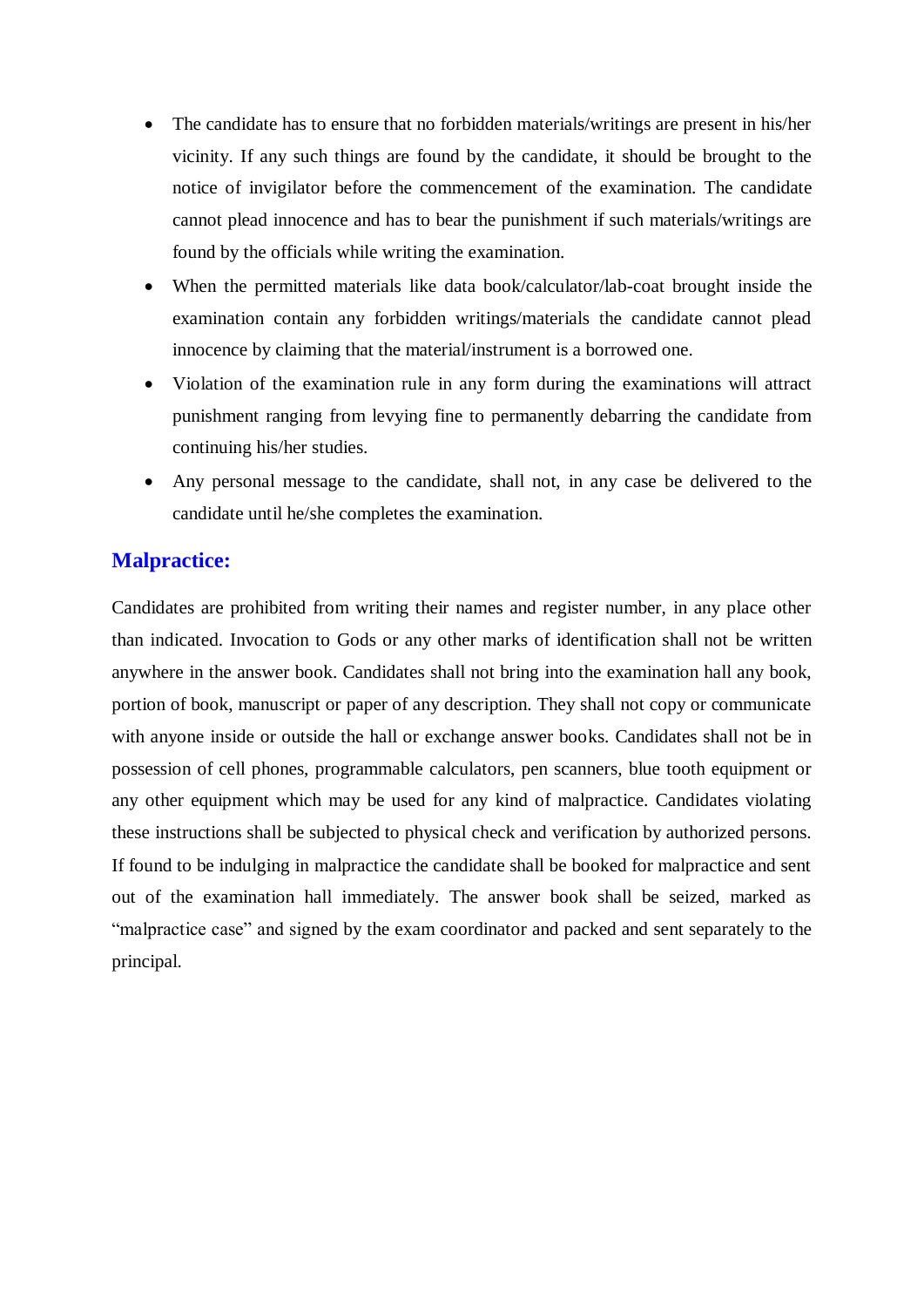- The candidate has to ensure that no forbidden materials/writings are present in his/her vicinity. If any such things are found by the candidate, it should be brought to the notice of invigilator before the commencement of the examination. The candidate cannot plead innocence and has to bear the punishment if such materials/writings are found by the officials while writing the examination.
- When the permitted materials like data book/calculator/lab-coat brought inside the examination contain any forbidden writings/materials the candidate cannot plead innocence by claiming that the material/instrument is a borrowed one.
- Violation of the examination rule in any form during the examinations will attract punishment ranging from levying fine to permanently debarring the candidate from continuing his/her studies.
- Any personal message to the candidate, shall not, in any case be delivered to the candidate until he/she completes the examination.

## Malpractice:

Candidates are prohibited from writing their names and register number, in any place other than indicated. Invocation to Gods or any other marks of identification shall not be written anywhere in the answer book. Candidates shall not bring into the examination hall any book, portion of book, manuscript or paper of any description. They shall not copy or communicate with anyone inside or outside the hall or exchange answer books. Candidates shall not be in possession of cell phones, programmable calculators, pen scanners, blue tooth equipment or any other equipment which may be used for any kind of malpractice. Candidates violating these instructions shall be subjected to physical check and verification by authorized persons. If found to be indulging in malpractice the candidate shall be booked for malpractice and sent out of the examination hall immediately. The answer book shall be seized, marked as "malpractice case" and signed by the exam coordinator and packed and sent separately to the principal.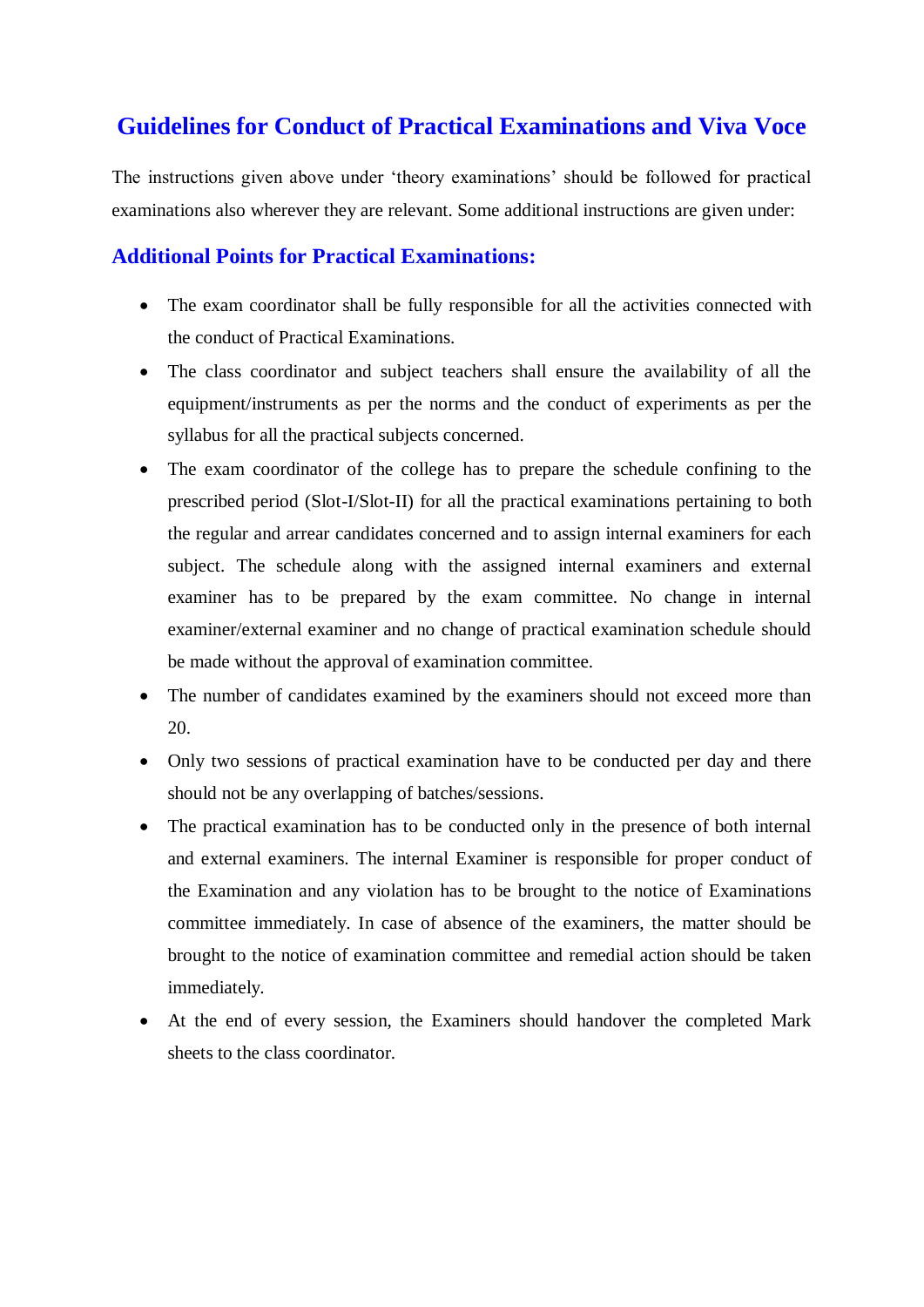## Guidelines for Conduct of Practical Examinations and Viva Voce

The instructions given above under 'theory examinations' should be followed for practical examinations also wherever they are relevant. Some additional instructions are given under:

### Additional Points for Practical Examinations:

- The exam coordinator shall be fully responsible for all the activities connected with the conduct of Practical Examinations.
- The class coordinator and subject teachers shall ensure the availability of all the equipment/instruments as per the norms and the conduct of experiments as per the syllabus for all the practical subjects concerned.
- The exam coordinator of the college has to prepare the schedule confining to the prescribed period (Slot-I/Slot-II) for all the practical examinations pertaining to both the regular and arrear candidates concerned and to assign internal examiners for each subject. The schedule along with the assigned internal examiners and external examiner has to be prepared by the exam committee. No change in internal examiner/external examiner and no change of practical examination schedule should be made without the approval of examination committee.
- The number of candidates examined by the examiners should not exceed more than 20.
- Only two sessions of practical examination have to be conducted per day and there should not be any overlapping of batches/sessions.
- The practical examination has to be conducted only in the presence of both internal and external examiners. The internal Examiner is responsible for proper conduct of the Examination and any violation has to be brought to the notice of Examinations committee immediately. In case of absence of the examiners, the matter should be brought to the notice of examination committee and remedial action should be taken immediately.
- At the end of every session, the Examiners should handover the completed Mark sheets to the class coordinator.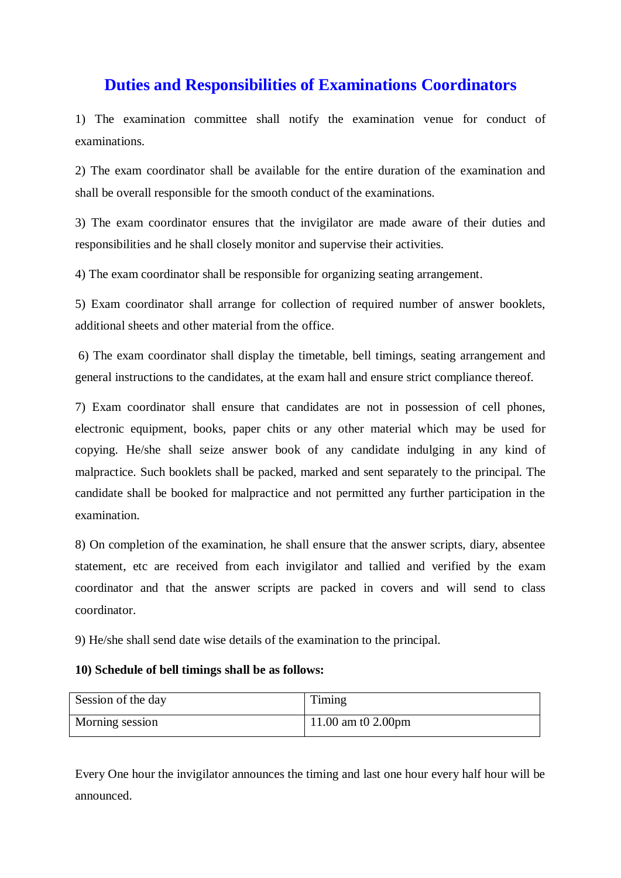# Duties and Responsibilities of Examinations Coordinators

1) The examination committee shall notify the examination venue for conduct of examinations.

2) The exam coordinator shall be available for the entire duration of the examination and shall be overall responsible for the smooth conduct of the examinations.

3) The exam coordinator ensures that the invigilator are made aware of their duties and responsibilities and he shall closely monitor and supervise their activities.

4) The exam coordinator shall be responsible for organizing seating arrangement.

5) Exam coordinator shall arrange for collection of required number of answer booklets, additional sheets and other material from the office.

6) The exam coordinator shall display the timetable, bell timings, seating arrangement and general instructions to the candidates, at the exam hall and ensure strict compliance thereof.

7) Exam coordinator shall ensure that candidates are not in possession of cell phones, electronic equipment, books, paper chits or any other material which may be used for copying. He/she shall seize answer book of any candidate indulging in any kind of malpractice. Such booklets shall be packed, marked and sent separately to the principal. The candidate shall be booked for malpractice and not permitted any further participation in the examination.

8) On completion of the examination, he shall ensure that the answer scripts, diary, absentee statement, etc are received from each invigilator and tallied and verified by the exam coordinator and that the answer scripts are packed in covers and will send to class coordinator.

9) He/she shall send date wise details of the examination to the principal.

**10) Schedule of bell timings shall be as follows:**

| Session of the day | Timing |
|---|---|
| Morning session | 11.00 am t0 2.00pm |

Every One hour the invigilator announces the timing and last one hour every half hour will be announced.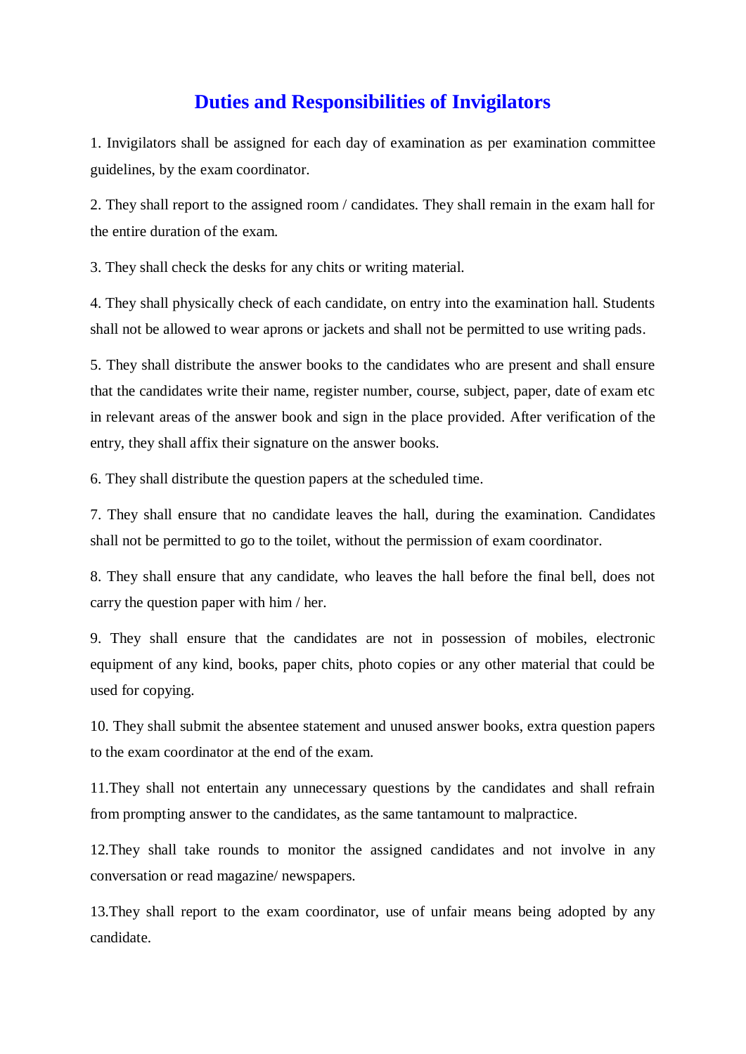# Duties and Responsibilities of Invigilators

1. Invigilators shall be assigned for each day of examination as per examination committee guidelines, by the exam coordinator.

2. They shall report to the assigned room / candidates. They shall remain in the exam hall for the entire duration of the exam.

3. They shall check the desks for any chits or writing material.

4. They shall physically check of each candidate, on entry into the examination hall. Students shall not be allowed to wear aprons or jackets and shall not be permitted to use writing pads.

5. They shall distribute the answer books to the candidates who are present and shall ensure that the candidates write their name, register number, course, subject, paper, date of exam etc in relevant areas of the answer book and sign in the place provided. After verification of the entry, they shall affix their signature on the answer books.

6. They shall distribute the question papers at the scheduled time.

7. They shall ensure that no candidate leaves the hall, during the examination. Candidates shall not be permitted to go to the toilet, without the permission of exam coordinator.

8. They shall ensure that any candidate, who leaves the hall before the final bell, does not carry the question paper with him / her.

9. They shall ensure that the candidates are not in possession of mobiles, electronic equipment of any kind, books, paper chits, photo copies or any other material that could be used for copying.

10. They shall submit the absentee statement and unused answer books, extra question papers to the exam coordinator at the end of the exam.

11.They shall not entertain any unnecessary questions by the candidates and shall refrain from prompting answer to the candidates, as the same tantamount to malpractice.

12.They shall take rounds to monitor the assigned candidates and not involve in any conversation or read magazine/ newspapers.

13.They shall report to the exam coordinator, use of unfair means being adopted by any candidate.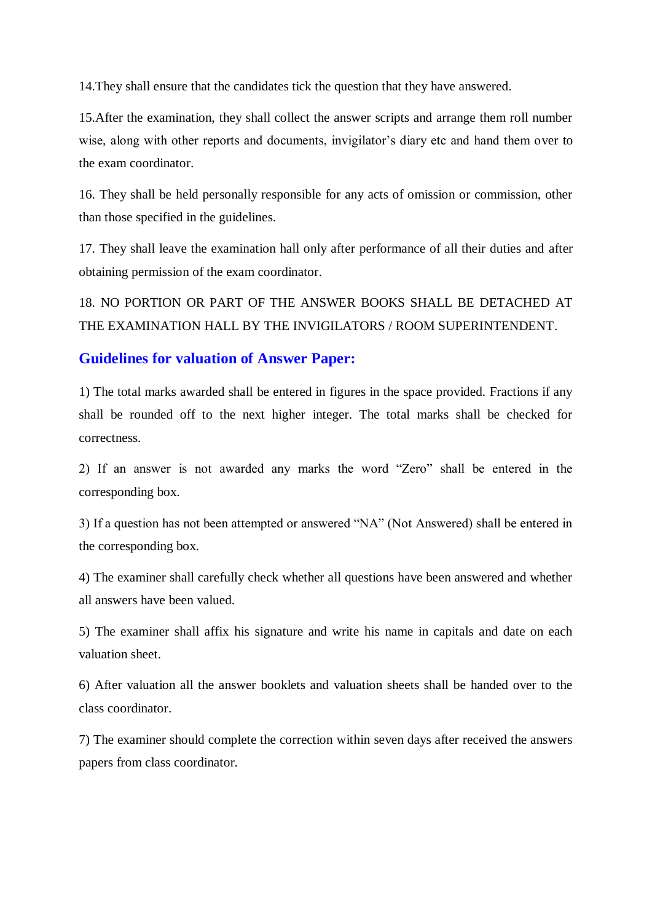14.They shall ensure that the candidates tick the question that they have answered.

15.After the examination, they shall collect the answer scripts and arrange them roll number wise, along with other reports and documents, invigilator's diary etc and hand them over to the exam coordinator.

16. They shall be held personally responsible for any acts of omission or commission, other than those specified in the guidelines.

17. They shall leave the examination hall only after performance of all their duties and after obtaining permission of the exam coordinator.

18. NO PORTION OR PART OF THE ANSWER BOOKS SHALL BE DETACHED AT THE EXAMINATION HALL BY THE INVIGILATORS / ROOM SUPERINTENDENT.

## Guidelines for valuation of Answer Paper:

1) The total marks awarded shall be entered in figures in the space provided. Fractions if any shall be rounded off to the next higher integer. The total marks shall be checked for correctness.

2) If an answer is not awarded any marks the word "Zero" shall be entered in the corresponding box.

3) If a question has not been attempted or answered "NA" (Not Answered) shall be entered in the corresponding box.

4) The examiner shall carefully check whether all questions have been answered and whether all answers have been valued.

5) The examiner shall affix his signature and write his name in capitals and date on each valuation sheet.

6) After valuation all the answer booklets and valuation sheets shall be handed over to the class coordinator.

7) The examiner should complete the correction within seven days after received the answers papers from class coordinator.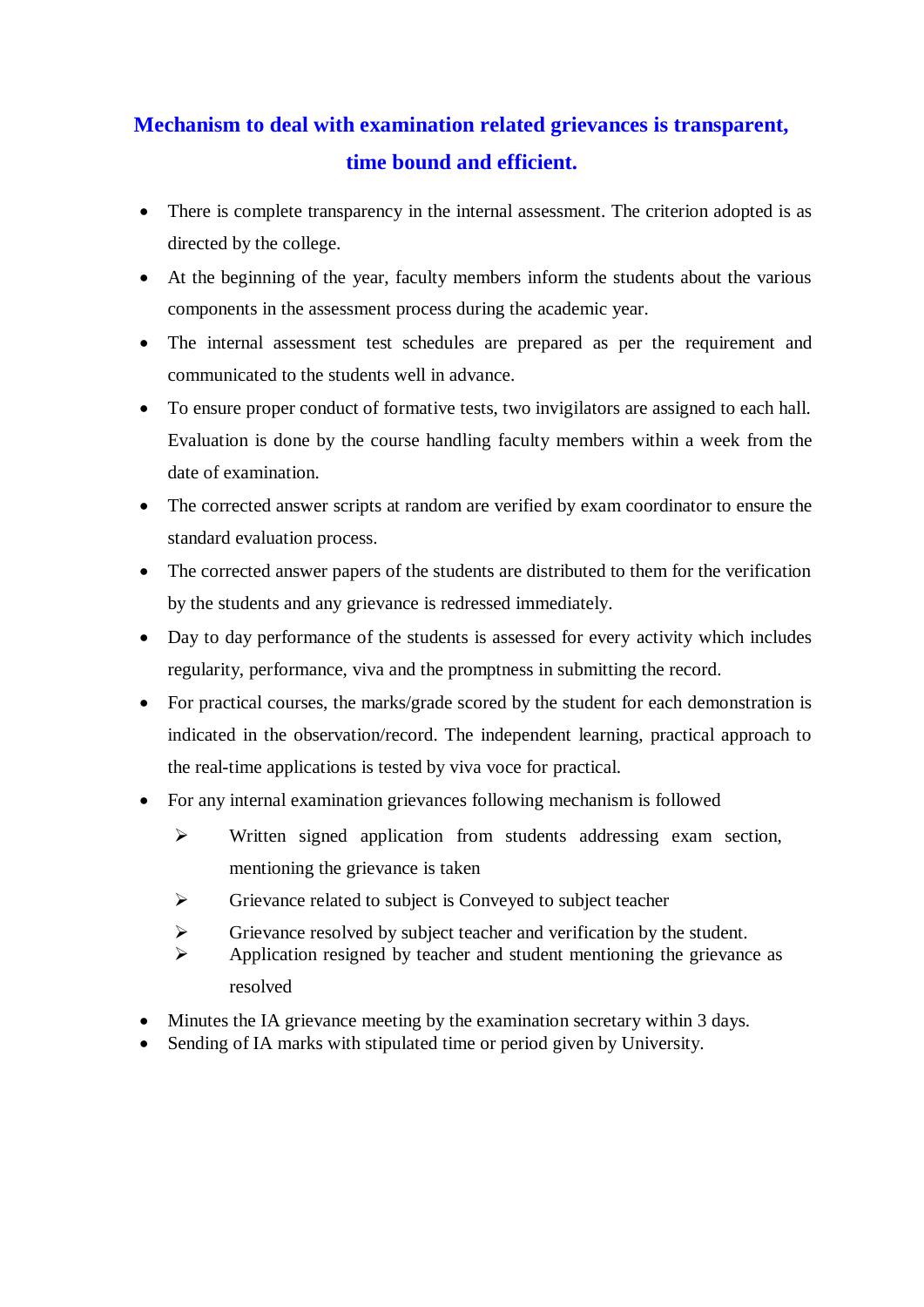## Mechanism to deal with examination related grievances is transparent, time bound and efficient.

- There is complete transparency in the internal assessment. The criterion adopted is as directed by the college.
- At the beginning of the year, faculty members inform the students about the various components in the assessment process during the academic year.
- The internal assessment test schedules are prepared as per the requirement and communicated to the students well in advance.
- To ensure proper conduct of formative tests, two invigilators are assigned to each hall. Evaluation is done by the course handling faculty members within a week from the date of examination.
- The corrected answer scripts at random are verified by exam coordinator to ensure the standard evaluation process.
- The corrected answer papers of the students are distributed to them for the verification by the students and any grievance is redressed immediately.
- Day to day performance of the students is assessed for every activity which includes regularity, performance, viva and the promptness in submitting the record.
- For practical courses, the marks/grade scored by the student for each demonstration is indicated in the observation/record. The independent learning, practical approach to the real-time applications is tested by viva voce for practical.
- For any internal examination grievances following mechanism is followed
  - Written signed application from students addressing exam section, mentioning the grievance is taken
  - Grievance related to subject is Conveyed to subject teacher
  - Grievance resolved by subject teacher and verification by the student.
  - Application resigned by teacher and student mentioning the grievance as resolved
- Minutes the IA grievance meeting by the examination secretary within 3 days.
- Sending of IA marks with stipulated time or period given by University.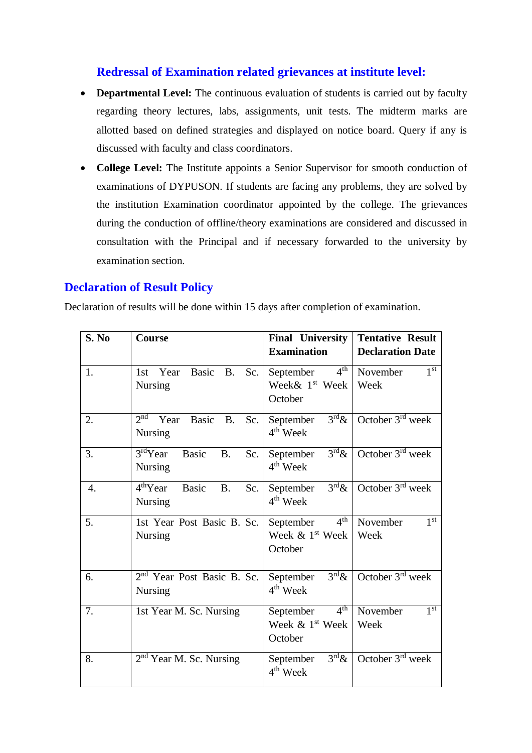### Redressal of Examination related grievances at institute level:

- **Departmental Level:** The continuous evaluation of students is carried out by faculty regarding theory lectures, labs, assignments, unit tests. The midterm marks are allotted based on defined strategies and displayed on notice board. Query if any is discussed with faculty and class coordinators.
- **College Level:** The Institute appoints a Senior Supervisor for smooth conduction of examinations of DYPUSON. If students are facing any problems, they are solved by the institution Examination coordinator appointed by the college. The grievances during the conduction of offline/theory examinations are considered and discussed in consultation with the Principal and if necessary forwarded to the university by examination section.

## Declaration of Result Policy

Declaration of results will be done within 15 days after completion of examination.

| S. No | Course | Final University Examination | Tentative Result Declaration Date |
|---|---|---|---|
| 1. | 1st Year Basic B. Sc. Nursing | September 4th Week& 1st Week October | November 1st Week |
| 2. | 2nd Year Basic B. Sc. Nursing | September 3rd& 4th Week | October 3rd week |
| 3. | 3rdYear Basic B. Sc. Nursing | September 3rd& 4th Week | October 3rd week |
| 4. | 4thYear Basic B. Sc. Nursing | September 3rd& 4th Week | October 3rd week |
| 5. | 1st Year Post Basic B. Sc. Nursing | September 4th Week & 1st Week October | November 1st Week |
| 6. | 2nd Year Post Basic B. Sc. Nursing | September 3rd& 4th Week | October 3rd week |
| 7. | 1st Year M. Sc. Nursing | September 4th Week & 1st Week October | November 1st Week |
| 8. | 2nd Year M. Sc. Nursing | September 3rd& 4th Week | October 3rd week |